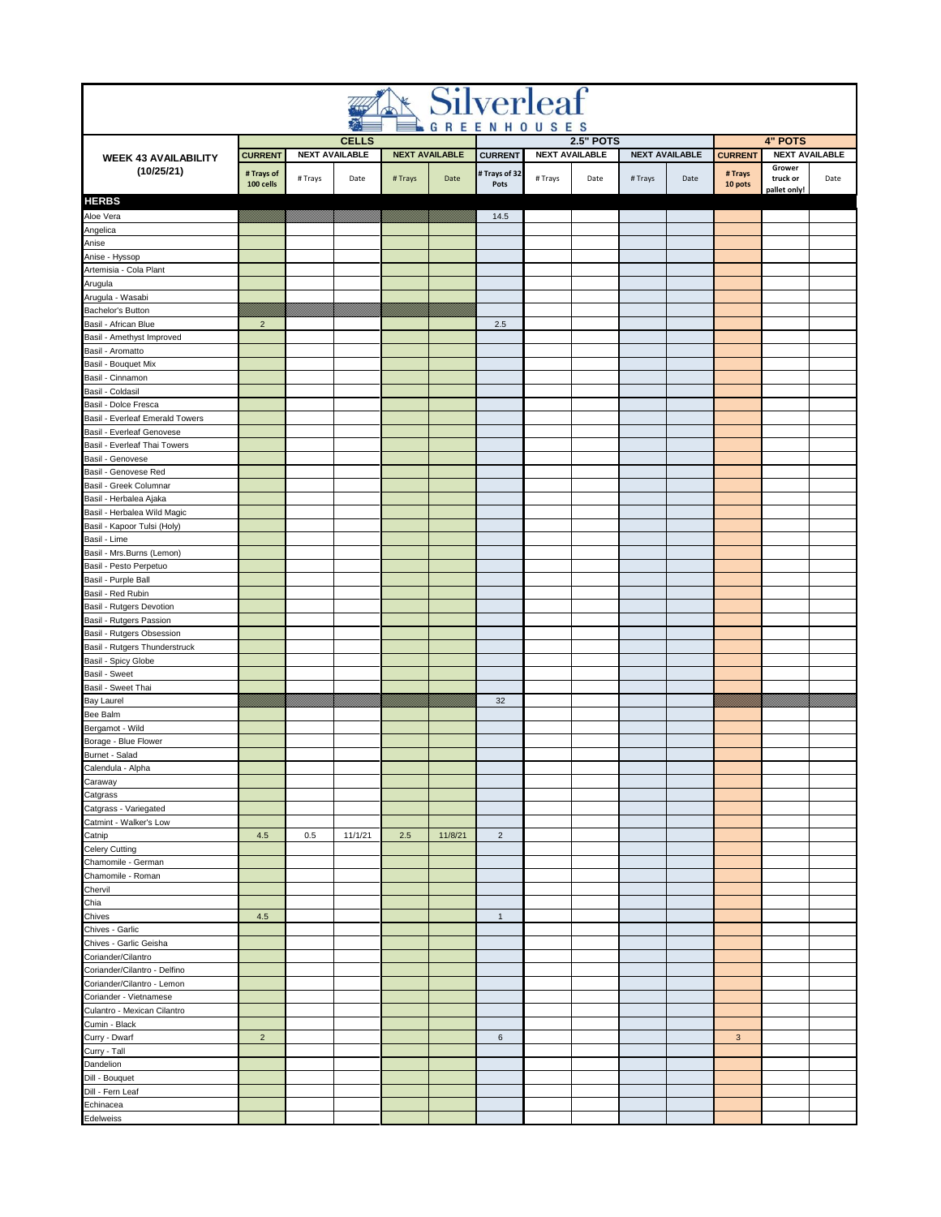# Silverleaf GREENHOUSES

| WEEK 43 AVAILABILITY (10/25/21) | CELLS | | | | | 2.5" POTS | | | | | 4" POTS | | |
|---|---|---|---|---|---|---|---|---|---|---|---|---|---|
| | CURRENT | NEXT AVAILABLE | | NEXT AVAILABLE | | CURRENT | NEXT AVAILABLE | | NEXT AVAILABLE | | CURRENT | NEXT AVAILABLE | |
| | # Trays of 100 cells | # Trays | Date | # Trays | Date | # Trays of 32 Pots | # Trays | Date | # Trays | Date | # Trays 10 pots | Grower truck or pallet only! | Date |
| **HERBS** | | | | | | | | | | | | | |
| Aloe Vera | | | | | | 14.5 | | | | | | | |
| Angelica | | | | | | | | | | | | | |
| Anise | | | | | | | | | | | | | |
| Anise - Hyssop | | | | | | | | | | | | | |
| Artemisia - Cola Plant | | | | | | | | | | | | | |
| Arugula | | | | | | | | | | | | | |
| Arugula - Wasabi | | | | | | | | | | | | | |
| Bachelor's Button | | | | | | | | | | | | | |
| Basil - African Blue | 2 | | | | | 2.5 | | | | | | | |
| Basil - Amethyst Improved | | | | | | | | | | | | | |
| Basil - Aromatto | | | | | | | | | | | | | |
| Basil - Bouquet Mix | | | | | | | | | | | | | |
| Basil - Cinnamon | | | | | | | | | | | | | |
| Basil - Coldasil | | | | | | | | | | | | | |
| Basil - Dolce Fresca | | | | | | | | | | | | | |
| Basil - Everleaf Emerald Towers | | | | | | | | | | | | | |
| Basil - Everleaf Genovese | | | | | | | | | | | | | |
| Basil - Everleaf Thai Towers | | | | | | | | | | | | | |
| Basil - Genovese | | | | | | | | | | | | | |
| Basil - Genovese Red | | | | | | | | | | | | | |
| Basil - Greek Columnar | | | | | | | | | | | | | |
| Basil - Herbalea Ajaka | | | | | | | | | | | | | |
| Basil - Herbalea Wild Magic | | | | | | | | | | | | | |
| Basil - Kapoor Tulsi (Holy) | | | | | | | | | | | | | |
| Basil - Lime | | | | | | | | | | | | | |
| Basil - Mrs.Burns (Lemon) | | | | | | | | | | | | | |
| Basil - Pesto Perpetuo | | | | | | | | | | | | | |
| Basil - Purple Ball | | | | | | | | | | | | | |
| Basil - Red Rubin | | | | | | | | | | | | | |
| Basil - Rutgers Devotion | | | | | | | | | | | | | |
| Basil - Rutgers Passion | | | | | | | | | | | | | |
| Basil - Rutgers Obsession | | | | | | | | | | | | | |
| Basil - Rutgers Thunderstruck | | | | | | | | | | | | | |
| Basil - Spicy Globe | | | | | | | | | | | | | |
| Basil - Sweet | | | | | | | | | | | | | |
| Basil - Sweet Thai | | | | | | | | | | | | | |
| Bay Laurel | | | | | | 32 | | | | | | | |
| Bee Balm | | | | | | | | | | | | | |
| Bergamot - Wild | | | | | | | | | | | | | |
| Borage - Blue Flower | | | | | | | | | | | | | |
| Burnet - Salad | | | | | | | | | | | | | |
| Calendula - Alpha | | | | | | | | | | | | | |
| Caraway | | | | | | | | | | | | | |
| Catgrass | | | | | | | | | | | | | |
| Catgrass - Variegated | | | | | | | | | | | | | |
| Catmint - Walker's Low | | | | | | | | | | | | | |
| Catnip | 4.5 | 0.5 | 11/1/21 | 2.5 | 11/8/21 | 2 | | | | | | | |
| Celery Cutting | | | | | | | | | | | | | |
| Chamomile - German | | | | | | | | | | | | | |
| Chamomile - Roman | | | | | | | | | | | | | |
| Chervil | | | | | | | | | | | | | |
| Chia | | | | | | | | | | | | | |
| Chives | 4.5 | | | | | 1 | | | | | | | |
| Chives - Garlic | | | | | | | | | | | | | |
| Chives - Garlic Geisha | | | | | | | | | | | | | |
| Coriander/Cilantro | | | | | | | | | | | | | |
| Coriander/Cilantro - Delfino | | | | | | | | | | | | | |
| Coriander/Cilantro - Lemon | | | | | | | | | | | | | |
| Coriander - Vietnamese | | | | | | | | | | | | | |
| Culantro - Mexican Cilantro | | | | | | | | | | | | | |
| Cumin - Black | | | | | | | | | | | | | |
| Curry - Dwarf | 2 | | | | | 6 | | | | | 3 | | |
| Curry - Tall | | | | | | | | | | | | | |
| Dandelion | | | | | | | | | | | | | |
| Dill - Bouquet | | | | | | | | | | | | | |
| Dill - Fern Leaf | | | | | | | | | | | | | |
| Echinacea | | | | | | | | | | | | | |
| Edelweiss | | | | | | | | | | | | | |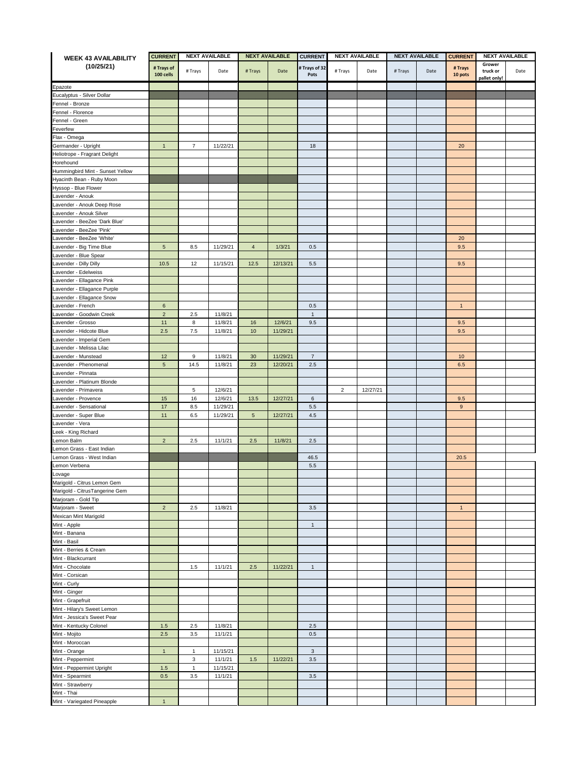| WEEK 43 AVAILABILITY (10/25/21) | CURRENT | NEXT AVAILABLE | | NEXT AVAILABLE | | CURRENT | NEXT AVAILABLE | | NEXT AVAILABLE | | CURRENT | NEXT AVAILABLE | |
|---|---|---|---|---|---|---|---|---|---|---|---|---|---|
| | # Trays of 100 cells | # Trays | Date | # Trays | Date | # Trays of 32 Pots | # Trays | Date | # Trays | Date | # Trays 10 pots | Grower truck or pallet only! | Date |
| Epazote | | | | | | | | | | | | | |
| Eucalyptus - Silver Dollar | | | | | | | | | | | | | |
| Fennel - Bronze | | | | | | | | | | | | | |
| Fennel - Florence | | | | | | | | | | | | | |
| Fennel - Green | | | | | | | | | | | | | |
| Feverfew | | | | | | | | | | | | | |
| Flax - Omega | | | | | | | | | | | | | |
| Germander - Upright | 1 | 7 | 11/22/21 | | | 18 | | | | | 20 | | |
| Heliotrope - Fragrant Delight | | | | | | | | | | | | | |
| Horehound | | | | | | | | | | | | | |
| Hummingbird Mint - Sunset Yellow | | | | | | | | | | | | | |
| Hyacinth Bean - Ruby Moon | | | | | | | | | | | | | |
| Hyssop - Blue Flower | | | | | | | | | | | | | |
| Lavender - Anouk | | | | | | | | | | | | | |
| Lavender - Anouk Deep Rose | | | | | | | | | | | | | |
| Lavender - Anouk Silver | | | | | | | | | | | | | |
| Lavender - BeeZee 'Dark Blue' | | | | | | | | | | | | | |
| Lavender - BeeZee 'Pink' | | | | | | | | | | | | | |
| Lavender - BeeZee 'White' | | | | | | | | | | | 20 | | |
| Lavender - Big Time Blue | 5 | 8.5 | 11/29/21 | 4 | 1/3/21 | 0.5 | | | | | 9.5 | | |
| Lavender - Blue Spear | | | | | | | | | | | | | |
| Lavender - Dilly Dilly | 10.5 | 12 | 11/15/21 | 12.5 | 12/13/21 | 5.5 | | | | | 9.5 | | |
| Lavender - Edelweiss | | | | | | | | | | | | | |
| Lavender - Ellagance Pink | | | | | | | | | | | | | |
| Lavender - Ellagance Purple | | | | | | | | | | | | | |
| Lavender - Ellagance Snow | | | | | | | | | | | | | |
| Lavender - French | 6 | | | | | 0.5 | | | | | 1 | | |
| Lavender - Goodwin Creek | 2 | 2.5 | 11/8/21 | | | 1 | | | | | | | |
| Lavender - Grosso | 11 | 8 | 11/8/21 | 16 | 12/6/21 | 9.5 | | | | | 9.5 | | |
| Lavender - Hidcote Blue | 2.5 | 7.5 | 11/8/21 | 10 | 11/29/21 | | | | | | 9.5 | | |
| Lavender - Imperial Gem | | | | | | | | | | | | | |
| Lavender - Melissa Lilac | | | | | | | | | | | | | |
| Lavender - Munstead | 12 | 9 | 11/8/21 | 30 | 11/29/21 | 7 | | | | | 10 | | |
| Lavender - Phenomenal | 5 | 14.5 | 11/8/21 | 23 | 12/20/21 | 2.5 | | | | | 6.5 | | |
| Lavender - Pinnata | | | | | | | | | | | | | |
| Lavender - Platinum Blonde | | | | | | | | | | | | | |
| Lavender - Primavera | | 5 | 12/6/21 | | | | 2 | 12/27/21 | | | | | |
| Lavender - Provence | 15 | 16 | 12/6/21 | 13.5 | 12/27/21 | 6 | | | | | 9.5 | | |
| Lavender - Sensational | 17 | 8.5 | 11/29/21 | | | 5.5 | | | | | 9 | | |
| Lavender - Super Blue | 11 | 6.5 | 11/29/21 | 5 | 12/27/21 | 4.5 | | | | | | | |
| Lavender - Vera | | | | | | | | | | | | | |
| Leek - King Richard | | | | | | | | | | | | | |
| Lemon Balm | 2 | 2.5 | 11/1/21 | 2.5 | 11/8/21 | 2.5 | | | | | | | |
| Lemon Grass - East Indian | | | | | | | | | | | | | |
| Lemon Grass - West Indian | | | | | | 46.5 | | | | | 20.5 | | |
| Lemon Verbena | | | | | | 5.5 | | | | | | | |
| Lovage | | | | | | | | | | | | | |
| Marigold - Citrus Lemon Gem | | | | | | | | | | | | | |
| Marigold - CitrusTangerine Gem | | | | | | | | | | | | | |
| Marjoram - Gold Tip | | | | | | | | | | | | | |
| Marjoram - Sweet | 2 | 2.5 | 11/8/21 | | | 3.5 | | | | | 1 | | |
| Mexican Mint Marigold | | | | | | | | | | | | | |
| Mint - Apple | | | | | | 1 | | | | | | | |
| Mint - Banana | | | | | | | | | | | | | |
| Mint - Basil | | | | | | | | | | | | | |
| Mint - Berries & Cream | | | | | | | | | | | | | |
| Mint - Blackcurrant | | | | | | | | | | | | | |
| Mint - Chocolate | | 1.5 | 11/1/21 | 2.5 | 11/22/21 | 1 | | | | | | | |
| Mint - Corsican | | | | | | | | | | | | | |
| Mint - Curly | | | | | | | | | | | | | |
| Mint - Ginger | | | | | | | | | | | | | |
| Mint - Grapefruit | | | | | | | | | | | | | |
| Mint - Hilary's Sweet Lemon | | | | | | | | | | | | | |
| Mint - Jessica's Sweet Pear | | | | | | | | | | | | | |
| Mint - Kentucky Colonel | 1.5 | 2.5 | 11/8/21 | | | 2.5 | | | | | | | |
| Mint - Mojito | 2.5 | 3.5 | 11/1/21 | | | 0.5 | | | | | | | |
| Mint - Moroccan | | | | | | | | | | | | | |
| Mint - Orange | 1 | 1 | 11/15/21 | | | 3 | | | | | | | |
| Mint - Peppermint | | 3 | 11/1/21 | 1.5 | 11/22/21 | 3.5 | | | | | | | |
| Mint - Peppermint Upright | 1.5 | 1 | 11/15/21 | | | | | | | | | | |
| Mint - Spearmint | 0.5 | 3.5 | 11/1/21 | | | 3.5 | | | | | | | |
| Mint - Strawberry | | | | | | | | | | | | | |
| Mint - Thai | | | | | | | | | | | | | |
| Mint - Variegated Pineapple | 1 | | | | | | | | | | | | |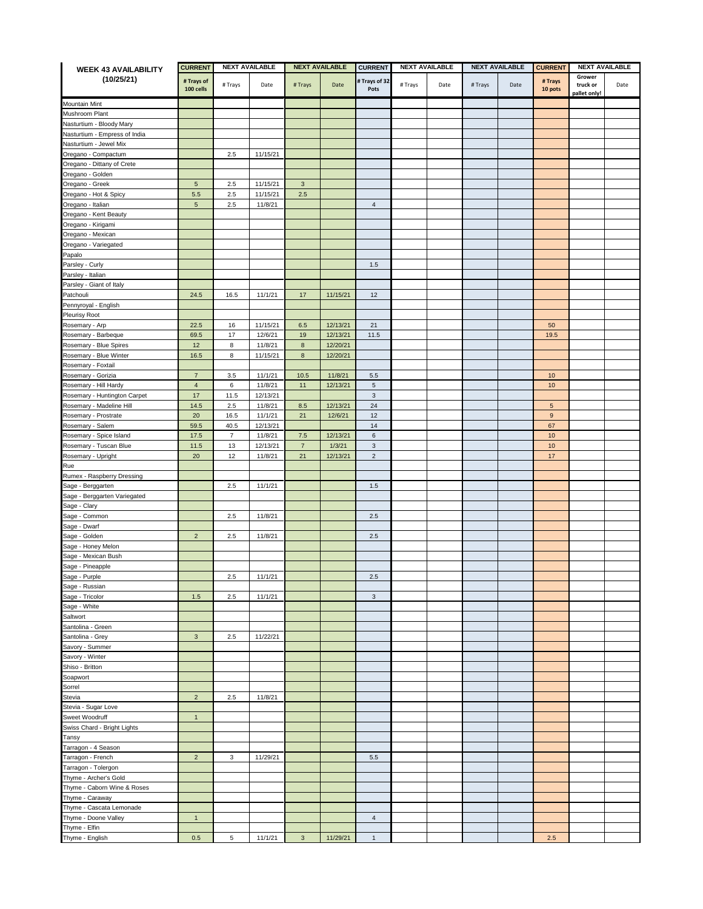| WEEK 43 AVAILABILITY (10/25/21) | CURRENT | NEXT AVAILABLE | | NEXT AVAILABLE | | CURRENT | NEXT AVAILABLE | | NEXT AVAILABLE | | CURRENT | NEXT AVAILABLE | |
|---|---|---|---|---|---|---|---|---|---|---|---|---|---|
| | # Trays of 100 cells | # Trays | Date | # Trays | Date | # Trays of 32 Pots | # Trays | Date | # Trays | Date | # Trays 10 pots | Grower truck or pallet only! | Date |
| Mountain Mint | | | | | | | | | | | | | |
| Mushroom Plant | | | | | | | | | | | | | |
| Nasturtium - Bloody Mary | | | | | | | | | | | | | |
| Nasturtium - Empress of India | | | | | | | | | | | | | |
| Nasturtium - Jewel Mix | | | | | | | | | | | | | |
| Oregano - Compactum | | 2.5 | 11/15/21 | | | | | | | | | | |
| Oregano - Dittany of Crete | | | | | | | | | | | | | |
| Oregano - Golden | | | | | | | | | | | | | |
| Oregano - Greek | 5 | 2.5 | 11/15/21 | 3 | | | | | | | | | |
| Oregano - Hot & Spicy | 5.5 | 2.5 | 11/15/21 | 2.5 | | | | | | | | | |
| Oregano - Italian | 5 | 2.5 | 11/8/21 | | | 4 | | | | | | | |
| Oregano - Kent Beauty | | | | | | | | | | | | | |
| Oregano - Kirigami | | | | | | | | | | | | | |
| Oregano - Mexican | | | | | | | | | | | | | |
| Oregano - Variegated | | | | | | | | | | | | | |
| Papalo | | | | | | | | | | | | | |
| Parsley - Curly | | | | | | 1.5 | | | | | | | |
| Parsley - Italian | | | | | | | | | | | | | |
| Parsley - Giant of Italy | | | | | | | | | | | | | |
| Patchouli | 24.5 | 16.5 | 11/1/21 | 17 | 11/15/21 | 12 | | | | | | | |
| Pennyroyal - English | | | | | | | | | | | | | |
| Pleurisy Root | | | | | | | | | | | | | |
| Rosemary - Arp | 22.5 | 16 | 11/15/21 | 6.5 | 12/13/21 | 21 | | | | | 50 | | |
| Rosemary - Barbeque | 69.5 | 17 | 12/6/21 | 19 | 12/13/21 | 11.5 | | | | | 19.5 | | |
| Rosemary - Blue Spires | 12 | 8 | 11/8/21 | 8 | 12/20/21 | | | | | | | | |
| Rosemary - Blue Winter | 16.5 | 8 | 11/15/21 | 8 | 12/20/21 | | | | | | | | |
| Rosemary - Foxtail | | | | | | | | | | | | | |
| Rosemary - Gorizia | 7 | 3.5 | 11/1/21 | 10.5 | 11/8/21 | 5.5 | | | | | 10 | | |
| Rosemary - Hill Hardy | 4 | 6 | 11/8/21 | 11 | 12/13/21 | 5 | | | | | 10 | | |
| Rosemary - Huntington Carpet | 17 | 11.5 | 12/13/21 | | | 3 | | | | | | | |
| Rosemary - Madeline Hill | 14.5 | 2.5 | 11/8/21 | 8.5 | 12/13/21 | 24 | | | | | 5 | | |
| Rosemary - Prostrate | 20 | 16.5 | 11/1/21 | 21 | 12/6/21 | 12 | | | | | 9 | | |
| Rosemary - Salem | 59.5 | 40.5 | 12/13/21 | | | 14 | | | | | 67 | | |
| Rosemary - Spice Island | 17.5 | 7 | 11/8/21 | 7.5 | 12/13/21 | 6 | | | | | 10 | | |
| Rosemary - Tuscan Blue | 11.5 | 13 | 12/13/21 | 7 | 1/3/21 | 3 | | | | | 10 | | |
| Rosemary - Upright | 20 | 12 | 11/8/21 | 21 | 12/13/21 | 2 | | | | | 17 | | |
| Rue | | | | | | | | | | | | | |
| Rumex - Raspberry Dressing | | | | | | | | | | | | | |
| Sage - Berggarten | | 2.5 | 11/1/21 | | | 1.5 | | | | | | | |
| Sage - Berggarten Variegated | | | | | | | | | | | | | |
| Sage - Clary | | | | | | | | | | | | | |
| Sage - Common | | 2.5 | 11/8/21 | | | 2.5 | | | | | | | |
| Sage - Dwarf | | | | | | | | | | | | | |
| Sage - Golden | 2 | 2.5 | 11/8/21 | | | 2.5 | | | | | | | |
| Sage - Honey Melon | | | | | | | | | | | | | |
| Sage - Mexican Bush | | | | | | | | | | | | | |
| Sage - Pineapple | | | | | | | | | | | | | |
| Sage - Purple | | 2.5 | 11/1/21 | | | 2.5 | | | | | | | |
| Sage - Russian | | | | | | | | | | | | | |
| Sage - Tricolor | 1.5 | 2.5 | 11/1/21 | | | 3 | | | | | | | |
| Sage - White | | | | | | | | | | | | | |
| Saltwort | | | | | | | | | | | | | |
| Santolina - Green | | | | | | | | | | | | | |
| Santolina - Grey | 3 | 2.5 | 11/22/21 | | | | | | | | | | |
| Savory - Summer | | | | | | | | | | | | | |
| Savory - Winter | | | | | | | | | | | | | |
| Shiso - Britton | | | | | | | | | | | | | |
| Soapwort | | | | | | | | | | | | | |
| Sorrel | | | | | | | | | | | | | |
| Stevia | 2 | 2.5 | 11/8/21 | | | | | | | | | | |
| Stevia - Sugar Love | | | | | | | | | | | | | |
| Sweet Woodruff | 1 | | | | | | | | | | | | |
| Swiss Chard - Bright Lights | | | | | | | | | | | | | |
| Tansy | | | | | | | | | | | | | |
| Tarragon - 4 Season | | | | | | | | | | | | | |
| Tarragon - French | 2 | 3 | 11/29/21 | | | 5.5 | | | | | | | |
| Tarragon - Tolergon | | | | | | | | | | | | | |
| Thyme - Archer's Gold | | | | | | | | | | | | | |
| Thyme - Caborn Wine & Roses | | | | | | | | | | | | | |
| Thyme - Caraway | | | | | | | | | | | | | |
| Thyme - Cascata Lemonade | | | | | | | | | | | | | |
| Thyme - Doone Valley | 1 | | | | | 4 | | | | | | | |
| Thyme - Elfin | | | | | | | | | | | | | |
| Thyme - English | 0.5 | 5 | 11/1/21 | 3 | 11/29/21 | 1 | | | | | 2.5 | | |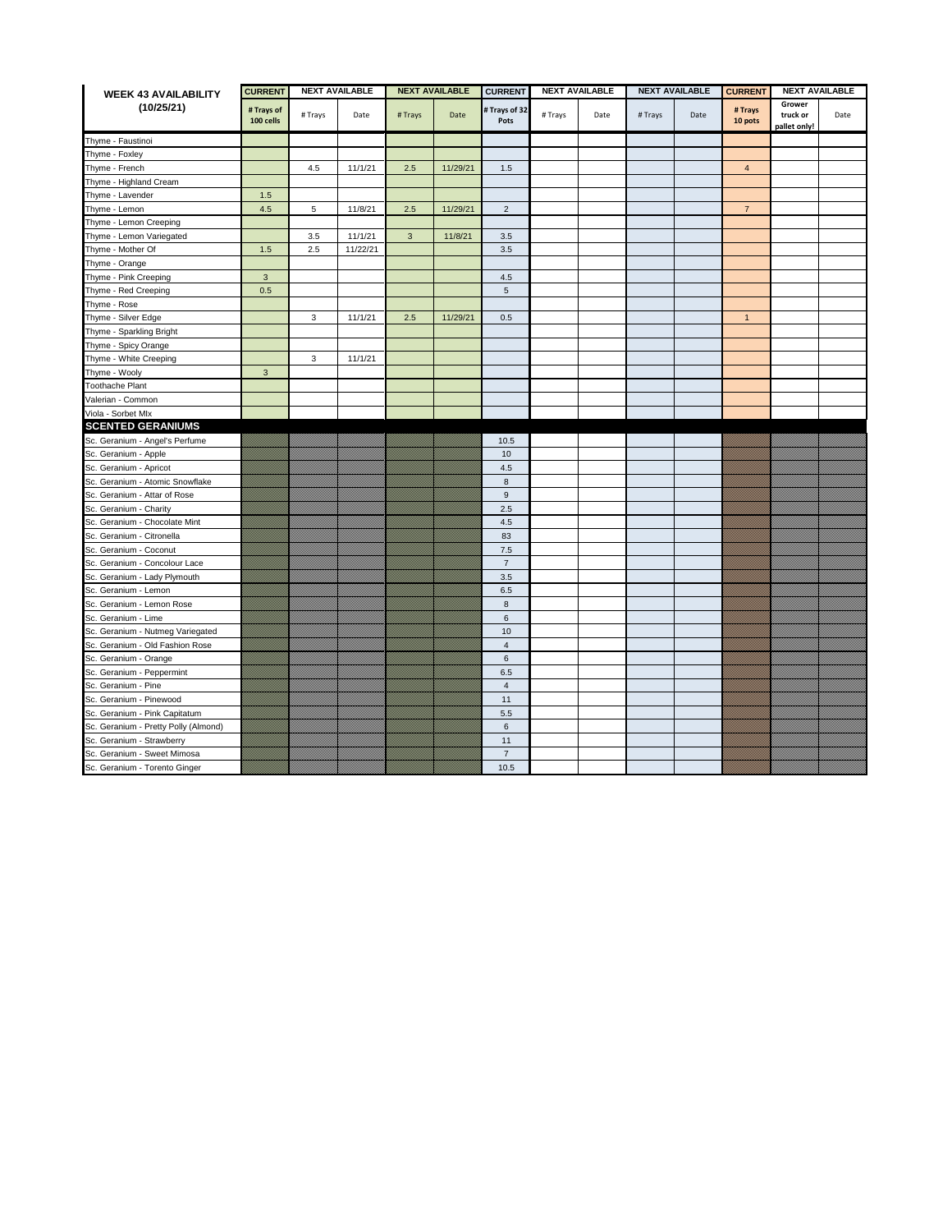| WEEK 43 AVAILABILITY (10/25/21) | CURRENT | NEXT AVAILABLE | | NEXT AVAILABLE | | CURRENT | NEXT AVAILABLE | | NEXT AVAILABLE | | CURRENT | NEXT AVAILABLE | |
|---|---|---|---|---|---|---|---|---|---|---|---|---|---|
| | # Trays of 100 cells | # Trays | Date | # Trays | Date | # Trays of 32 Pots | # Trays | Date | # Trays | Date | # Trays 10 pots | Grower truck or pallet only! | Date |
| Thyme - Faustinoi | | | | | | | | | | | | | |
| Thyme - Foxley | | | | | | | | | | | | | |
| Thyme - French | | 4.5 | 11/1/21 | 2.5 | 11/29/21 | 1.5 | | | | | 4 | | |
| Thyme - Highland Cream | | | | | | | | | | | | | |
| Thyme - Lavender | 1.5 | | | | | | | | | | | | |
| Thyme - Lemon | 4.5 | 5 | 11/8/21 | 2.5 | 11/29/21 | 2 | | | | | 7 | | |
| Thyme - Lemon Creeping | | | | | | | | | | | | | |
| Thyme - Lemon Variegated | | 3.5 | 11/1/21 | 3 | 11/8/21 | 3.5 | | | | | | | |
| Thyme - Mother Of | 1.5 | 2.5 | 11/22/21 | | | 3.5 | | | | | | | |
| Thyme - Orange | | | | | | | | | | | | | |
| Thyme - Pink Creeping | 3 | | | | | 4.5 | | | | | | | |
| Thyme - Red Creeping | 0.5 | | | | | 5 | | | | | | | |
| Thyme - Rose | | | | | | | | | | | | | |
| Thyme - Silver Edge | | 3 | 11/1/21 | 2.5 | 11/29/21 | 0.5 | | | | | 1 | | |
| Thyme - Sparkling Bright | | | | | | | | | | | | | |
| Thyme - Spicy Orange | | | | | | | | | | | | | |
| Thyme - White Creeping | | 3 | 11/1/21 | | | | | | | | | | |
| Thyme - Wooly | 3 | | | | | | | | | | | | |
| Toothache Plant | | | | | | | | | | | | | |
| Valerian - Common | | | | | | | | | | | | | |
| Viola - Sorbet Mix | | | | | | | | | | | | | |
| **SCENTED GERANIUMS** | | | | | | | | | | | | | |
| Sc. Geranium - Angel's Perfume | | | | | | 10.5 | | | | | | | |
| Sc. Geranium - Apple | | | | | | 10 | | | | | | | |
| Sc. Geranium - Apricot | | | | | | 4.5 | | | | | | | |
| Sc. Geranium - Atomic Snowflake | | | | | | 8 | | | | | | | |
| Sc. Geranium - Attar of Rose | | | | | | 9 | | | | | | | |
| Sc. Geranium - Charity | | | | | | 2.5 | | | | | | | |
| Sc. Geranium - Chocolate Mint | | | | | | 4.5 | | | | | | | |
| Sc. Geranium - Citronella | | | | | | 83 | | | | | | | |
| Sc. Geranium - Coconut | | | | | | 7.5 | | | | | | | |
| Sc. Geranium - Concolour Lace | | | | | | 7 | | | | | | | |
| Sc. Geranium - Lady Plymouth | | | | | | 3.5 | | | | | | | |
| Sc. Geranium - Lemon | | | | | | 6.5 | | | | | | | |
| Sc. Geranium - Lemon Rose | | | | | | 8 | | | | | | | |
| Sc. Geranium - Lime | | | | | | 6 | | | | | | | |
| Sc. Geranium - Nutmeg Variegated | | | | | | 10 | | | | | | | |
| Sc. Geranium - Old Fashion Rose | | | | | | 4 | | | | | | | |
| Sc. Geranium - Orange | | | | | | 6 | | | | | | | |
| Sc. Geranium - Peppermint | | | | | | 6.5 | | | | | | | |
| Sc. Geranium - Pine | | | | | | 4 | | | | | | | |
| Sc. Geranium - Pinewood | | | | | | 11 | | | | | | | |
| Sc. Geranium - Pink Capitatum | | | | | | 5.5 | | | | | | | |
| Sc. Geranium - Pretty Polly (Almond) | | | | | | 6 | | | | | | | |
| Sc. Geranium - Strawberry | | | | | | 11 | | | | | | | |
| Sc. Geranium - Sweet Mimosa | | | | | | 7 | | | | | | | |
| Sc. Geranium - Torento Ginger | | | | | | 10.5 | | | | | | | |